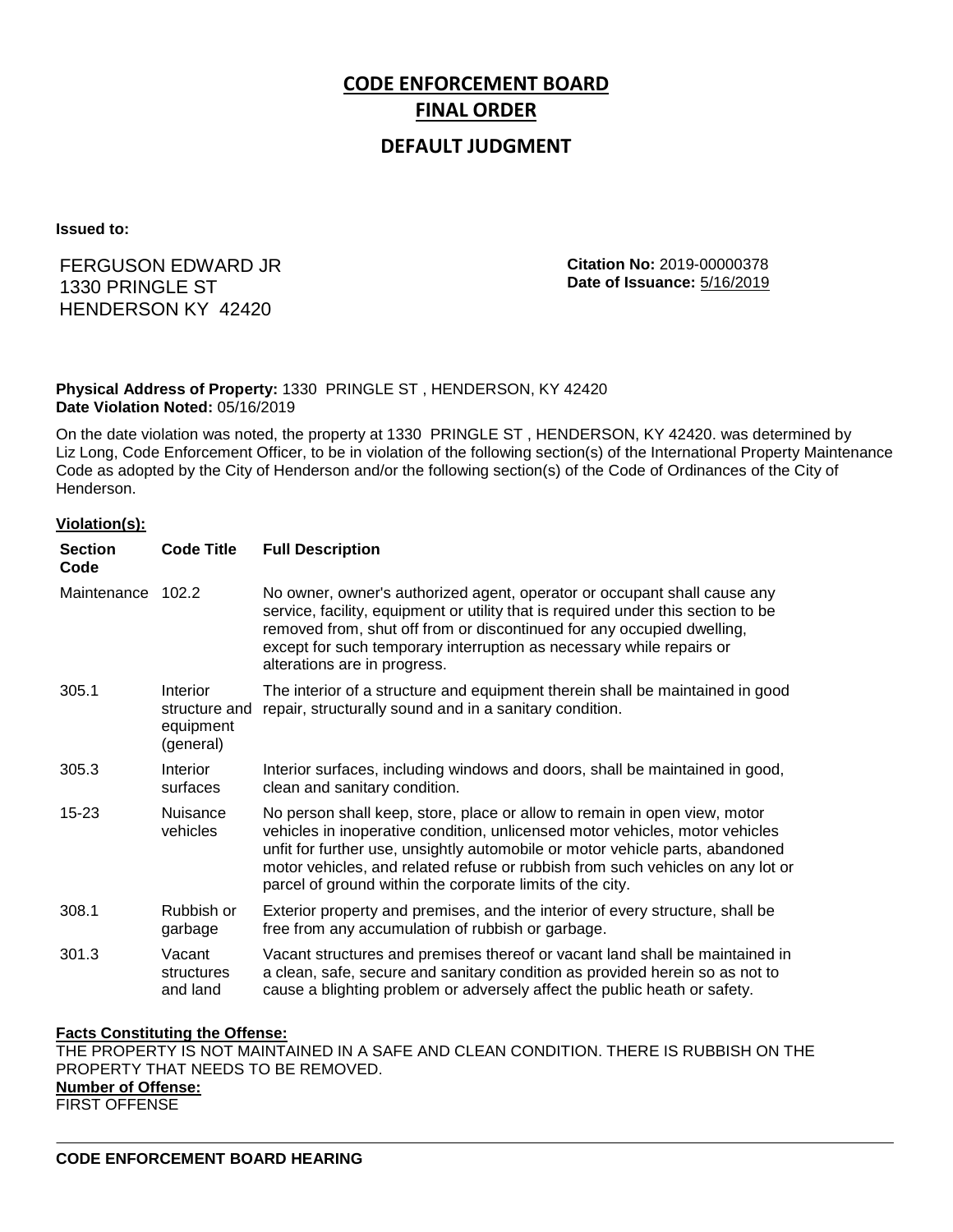# CODE ENFORCEMENT BOARD

## FINAL ORDER

### DEFAULT JUDGMENT

**Issued to:**

FERGUSON EDWARD JR
1330 PRINGLE ST
HENDERSON KY 42420

**Citation No:** 2019-00000378
**Date of Issuance:** 5/16/2019

**Physical Address of Property:** 1330 PRINGLE ST , HENDERSON, KY 42420
**Date Violation Noted:** 05/16/2019

On the date violation was noted, the property at 1330 PRINGLE ST , HENDERSON, KY 42420. was determined by Liz Long, Code Enforcement Officer, to be in violation of the following section(s) of the International Property Maintenance Code as adopted by the City of Henderson and/or the following section(s) of the Code of Ordinances of the City of Henderson.

**Violation(s):**

| Section Code | Code Title | Full Description |
|---|---|---|
| Maintenance | 102.2 | No owner, owner's authorized agent, operator or occupant shall cause any service, facility, equipment or utility that is required under this section to be removed from, shut off from or discontinued for any occupied dwelling, except for such temporary interruption as necessary while repairs or alterations are in progress. |
| 305.1 | Interior structure and equipment (general) | The interior of a structure and equipment therein shall be maintained in good repair, structurally sound and in a sanitary condition. |
| 305.3 | Interior surfaces | Interior surfaces, including windows and doors, shall be maintained in good, clean and sanitary condition. |
| 15-23 | Nuisance vehicles | No person shall keep, store, place or allow to remain in open view, motor vehicles in inoperative condition, unlicensed motor vehicles, motor vehicles unfit for further use, unsightly automobile or motor vehicle parts, abandoned motor vehicles, and related refuse or rubbish from such vehicles on any lot or parcel of ground within the corporate limits of the city. |
| 308.1 | Rubbish or garbage | Exterior property and premises, and the interior of every structure, shall be free from any accumulation of rubbish or garbage. |
| 301.3 | Vacant structures and land | Vacant structures and premises thereof or vacant land shall be maintained in a clean, safe, secure and sanitary condition as provided herein so as not to cause a blighting problem or adversely affect the public heath or safety. |

**Facts Constituting the Offense:**
THE PROPERTY IS NOT MAINTAINED IN A SAFE AND CLEAN CONDITION. THERE IS RUBBISH ON THE PROPERTY THAT NEEDS TO BE REMOVED.

**Number of Offense:**
FIRST OFFENSE

**CODE ENFORCEMENT BOARD HEARING**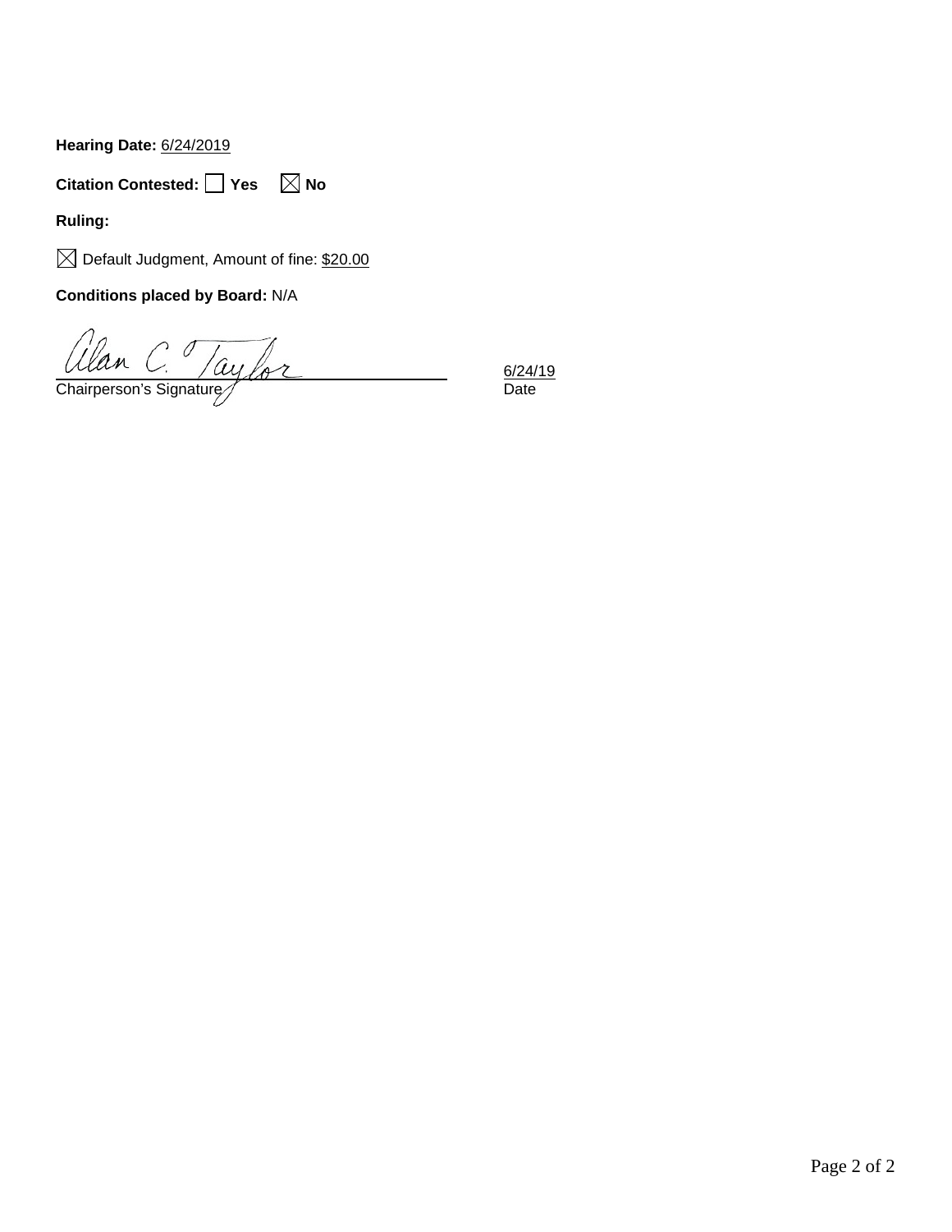**Hearing Date:** 6/24/2019

**Citation Contested:** ☐ **Yes** ☒ **No**

**Ruling:**

☒ Default Judgment, Amount of fine: $20.00

**Conditions placed by Board:** N/A

Alan C. Taylor

Chairperson's Signature

6/24/19

Date